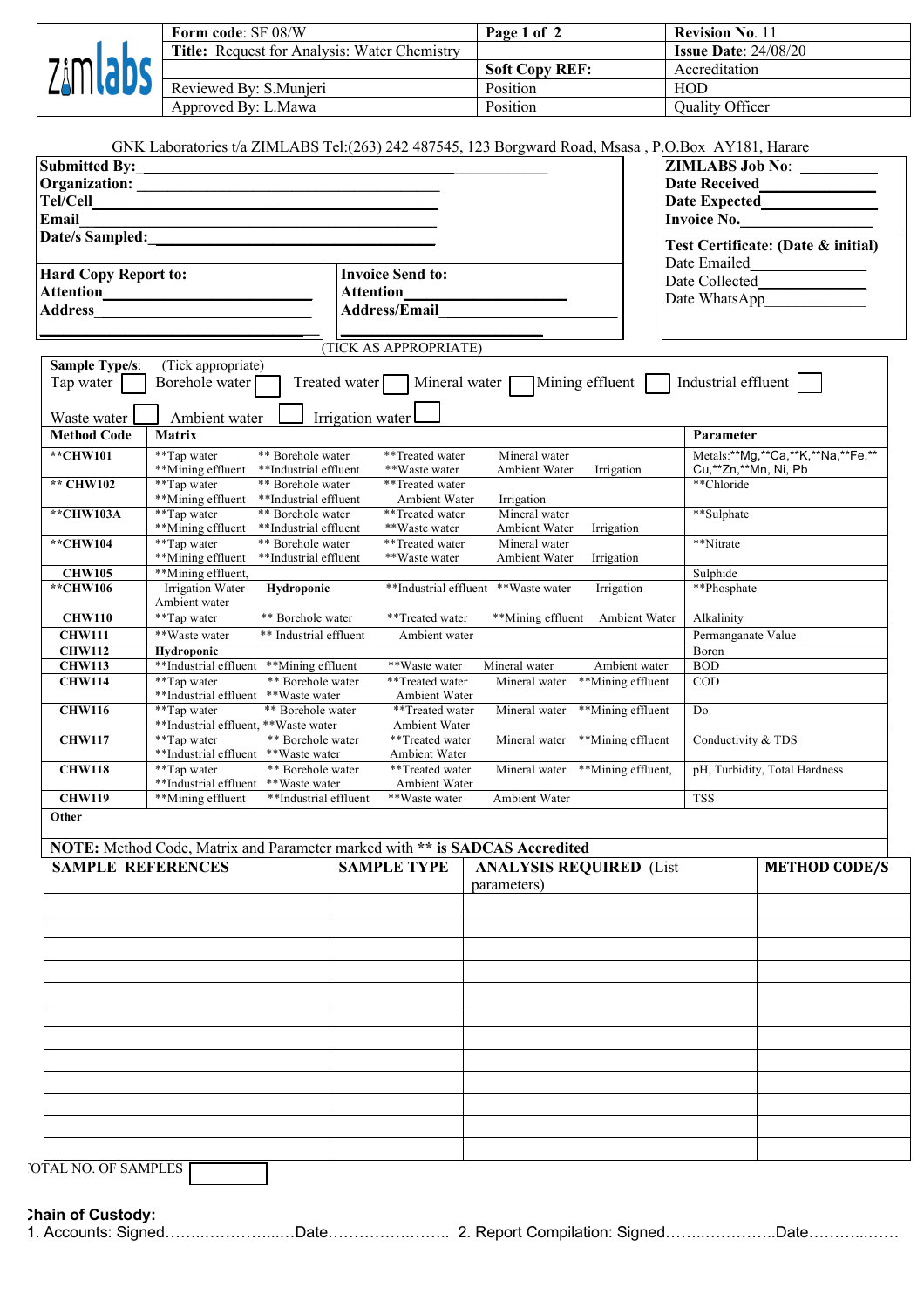| zimlabs | **Form code**: SF 08/W | **Page 1 of 2** | **Revision No.** 11 |
|---|---|---|---|
| | **Title:** Request for Analysis: Water Chemistry | | **Issue Date**: 24/08/20 |
| | | **Soft Copy REF:** | Accreditation |
| | Reviewed By: S.Munjeri | Position | HOD |
| | Approved By: L.Mawa | Position | Quality Officer |

GNK Laboratories t/a ZIMLABS Tel:(263) 242 487545, 123 Borgward Road, Msasa , P.O.Box AY181, Harare

**Submitted By:**\_\_\_\_\_\_\_\_\_\_\_\_\_\_\_\_\_\_\_\_\_\_\_\_\_\_\_\_\_\_

**Organization:** \_\_\_\_\_\_\_\_\_\_\_\_\_\_\_\_\_\_\_\_\_\_\_\_\_\_\_\_\_\_

**Tel/Cell**\_\_\_\_\_\_\_\_\_\_\_\_\_\_\_\_\_\_\_\_\_\_\_\_\_\_\_\_\_\_

**Email**\_\_\_\_\_\_\_\_\_\_\_\_\_\_\_\_\_\_\_\_\_\_\_\_\_\_\_\_\_\_

**Date/s Sampled:**\_\_\_\_\_\_\_\_\_\_\_\_\_\_\_\_\_\_\_\_\_\_\_\_\_\_\_\_\_\_

**ZIMLABS Job No**:\_\_\_\_\_\_\_\_\_\_

**Date Received**\_\_\_\_\_\_\_\_\_\_

**Date Expected**\_\_\_\_\_\_\_\_\_\_

**Invoice No.**\_\_\_\_\_\_\_\_\_\_

**Test Certificate: (Date & initial)**

Date Emailed\_\_\_\_\_\_\_\_\_\_

Date Collected\_\_\_\_\_\_\_\_\_\_

Date WhatsApp\_\_\_\_\_\_\_\_\_\_

**Hard Copy Report to:**

**Attention**\_\_\_\_\_\_\_\_\_\_\_\_\_\_\_\_\_\_\_\_

**Address**\_\_\_\_\_\_\_\_\_\_\_\_\_\_\_\_\_\_\_\_

\_\_\_\_\_\_\_\_\_\_\_\_\_\_\_\_\_\_\_\_\_\_\_\_\_\_\_\_\_\_

**Invoice Send to:**

**Attention**\_\_\_\_\_\_\_\_\_\_\_\_\_\_\_\_\_\_\_\_

**Address/Email**\_\_\_\_\_\_\_\_\_\_\_\_\_\_\_\_\_\_\_\_

\_\_\_\_\_\_\_\_\_\_\_\_\_\_\_\_\_\_\_\_\_\_\_\_\_\_\_\_\_\_

(TICK AS APPROPRIATE)

**Sample Type/s**: (Tick appropriate)

Tap water ☐ Borehole water ☐ Treated water ☐ Mineral water ☐ Mining effluent ☐ Industrial effluent ☐

Waste water ☐ Ambient water ☐ Irrigation water ☐

| Method Code | Matrix | Parameter |
|---|---|---|
| **\*\*CHW101** | \*\*Tap water, \*\* Borehole water, \*\*Treated water, Mineral water, \*\*Mining effluent, \*\*Industrial effluent, \*\*Waste water, Ambient Water, Irrigation | Metals:\*\*Mg,\*\*Ca,\*\*K,\*\*Na,\*\*Fe,\*\*Cu,\*\*Zn,\*\*Mn, Ni, Pb |
| **\*\* CHW102** | \*\*Tap water, \*\* Borehole water, \*\*Treated water, \*\*Mining effluent, \*\*Industrial effluent, Ambient Water, Irrigation | \*\*Chloride |
| **\*\*CHW103A** | \*\*Tap water, \*\* Borehole water, \*\*Treated water, Mineral water, \*\*Mining effluent, \*\*Industrial effluent, \*\*Waste water, Ambient Water, Irrigation | \*\*Sulphate |
| **\*\*CHW104** | \*\*Tap water, \*\* Borehole water, \*\*Treated water, Mineral water, \*\*Mining effluent, \*\*Industrial effluent, \*\*Waste water, Ambient Water, Irrigation | \*\*Nitrate |
| **CHW105** | \*\*Mining effluent, | Sulphide |
| **\*\*CHW106** | Irrigation Water, **Hydroponic**, \*\*Industrial effluent, \*\*Waste water, Irrigation, Ambient water | \*\*Phosphate |
| **CHW110** | \*\*Tap water, \*\* Borehole water, \*\*Treated water, \*\*Mining effluent, Ambient Water | Alkalinity |
| **CHW111** | \*\*Waste water, \*\* Industrial effluent, Ambient water | Permanganate Value |
| **CHW112** | **Hydroponic** | Boron |
| **CHW113** | \*\*Industrial effluent, \*\*Mining effluent, \*\*Waste water, Mineral water, Ambient water | BOD |
| **CHW114** | \*\*Tap water, \*\* Borehole water, \*\*Treated water, Mineral water, \*\*Mining effluent, \*\*Industrial effluent, \*\*Waste water, Ambient Water | COD |
| **CHW116** | \*\*Tap water, \*\* Borehole water, \*\*Treated water, Mineral water, \*\*Mining effluent, \*\*Industrial effluent, \*\*Waste water, Ambient Water | Do |
| **CHW117** | \*\*Tap water, \*\* Borehole water, \*\*Treated water, Mineral water, \*\*Mining effluent, \*\*Industrial effluent, \*\*Waste water, Ambient Water | Conductivity & TDS |
| **CHW118** | \*\*Tap water, \*\* Borehole water, \*\*Treated water, Mineral water, \*\*Mining effluent, \*\*Industrial effluent, \*\*Waste water, Ambient Water | pH, Turbidity, Total Hardness |
| **CHW119** | \*\*Mining effluent, \*\*Industrial effluent, \*\*Waste water, Ambient Water | TSS |
| **Other** | | |

**NOTE:** Method Code, Matrix and Parameter marked with **\*\* is SADCAS Accredited**

| SAMPLE REFERENCES | SAMPLE TYPE | ANALYSIS REQUIRED (List parameters) | METHOD CODE/S |
|---|---|---|---|
| | | | |
| | | | |
| | | | |
| | | | |
| | | | |
| | | | |
| | | | |
| | | | |
| | | | |
| | | | |
| | | | |
| | | | |

TOTAL NO. OF SAMPLES ☐

**Chain of Custody:**

1. Accounts: Signed……..……………..….Date…………………….. 2. Report Compilation: Signed……..…………..Date………...……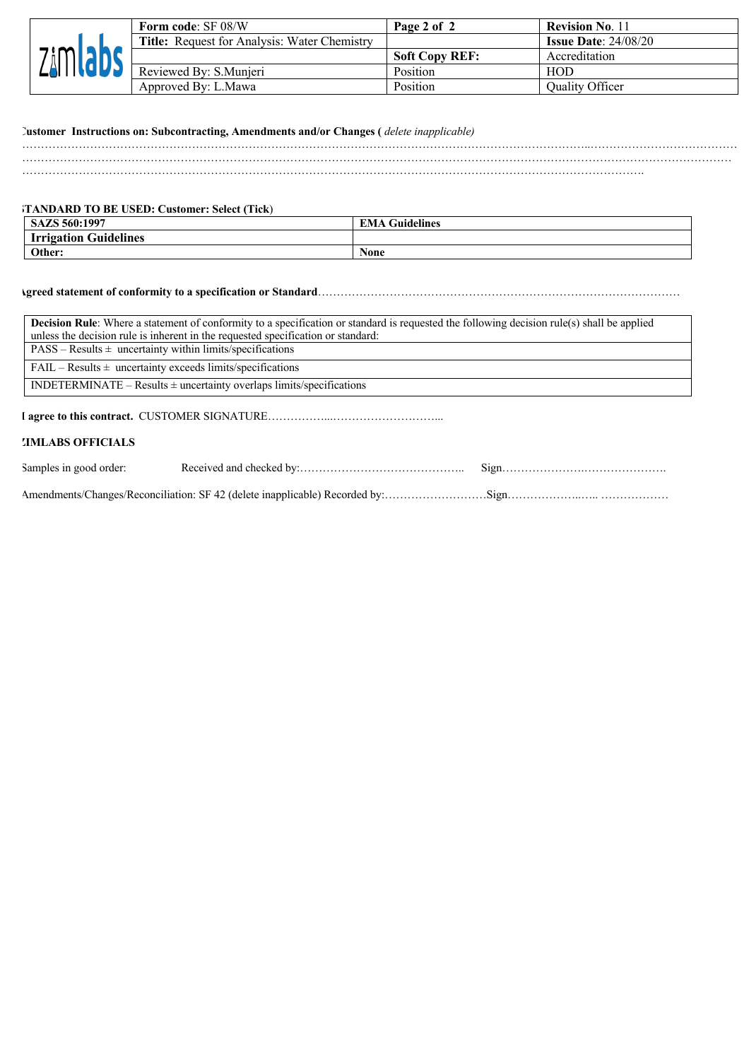**Customer Instructions on: Subcontracting, Amendments and/or Changes (** *delete inapplicable)*

……………………………………………………………………………………………………………………………………………………………………………………
……………………………………………………………………………………………………………………………………………………………………………………
……………………………………………………………………………………………………………………………………………………………………….

**STANDARD TO BE USED: Customer: Select (Tick)**

| | |
|---|---|
| **SAZS 560:1997** | **EMA Guidelines** |
| **Irrigation Guidelines** | |
| **Other:** | **None** |

**Agreed statement of conformity to a specification or Standard**……………………………………………………………………………………

| |
|---|
| **Decision Rule**: Where a statement of conformity to a specification or standard is requested the following decision rule(s) shall be applied unless the decision rule is inherent in the requested specification or standard: |
| PASS – Results ± uncertainty within limits/specifications |
| FAIL – Results ± uncertainty exceeds limits/specifications |
| INDETERMINATE – Results ± uncertainty overlaps limits/specifications |

**I agree to this contract.** CUSTOMER SIGNATURE……………...………………………...

**ZIMLABS OFFICIALS**

Samples in good order: Received and checked by:…………………………………….. Sign…………………….………………….

Amendments/Changes/Reconciliation: SF 42 (delete inapplicable) Recorded by:………………………Sign………………..….. ………………